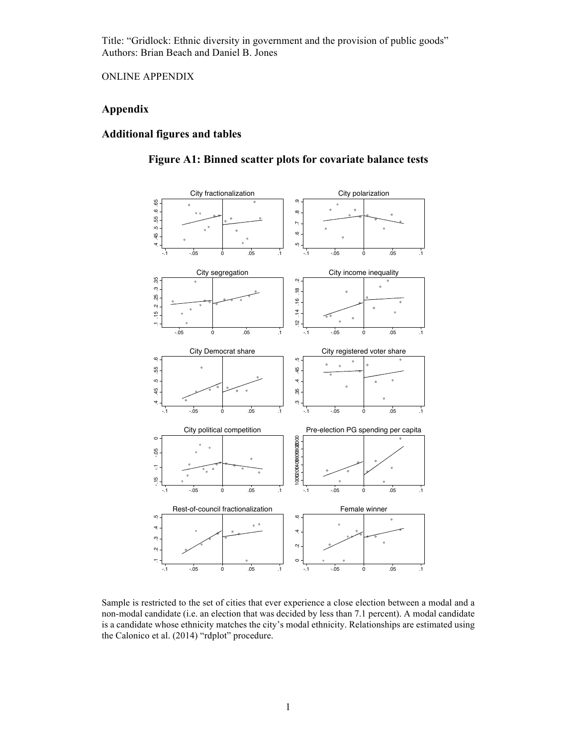Title: "Gridlock: Ethnic diversity in government and the provision of public goods"
Authors: Brian Beach and Daniel B. Jones

ONLINE APPENDIX

## Appendix

## Additional figures and tables

### Figure A1: Binned scatter plots for covariate balance tests

Sample is restricted to the set of cities that ever experience a close election between a modal and a non-modal candidate (i.e. an election that was decided by less than 7.1 percent). A modal candidate is a candidate whose ethnicity matches the city's modal ethnicity. Relationships are estimated using the Calonico et al. (2014) "rdplot" procedure.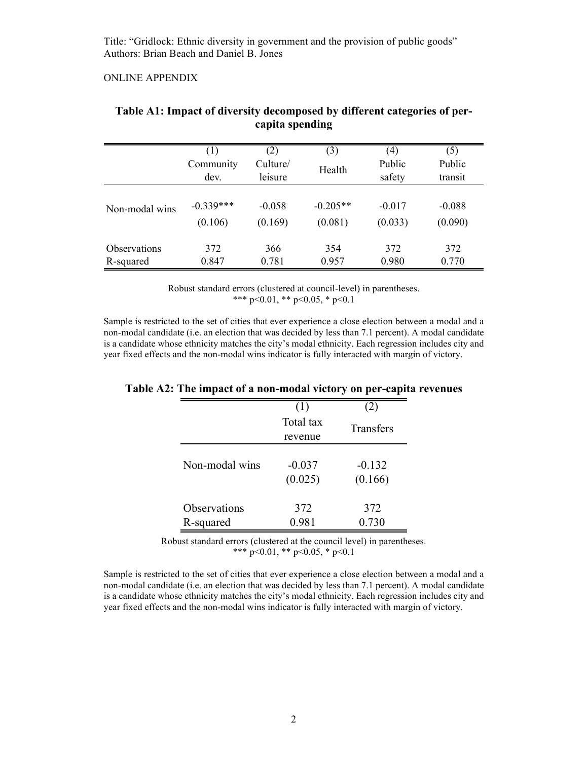Title: "Gridlock: Ethnic diversity in government and the provision of public goods"
Authors: Brian Beach and Daniel B. Jones

ONLINE APPENDIX

**Table A1: Impact of diversity decomposed by different categories of per-capita spending**

| | (1) Community dev. | (2) Culture/ leisure | (3) Health | (4) Public safety | (5) Public transit |
|---|---|---|---|---|---|
| Non-modal wins | -0.339*** | -0.058 | -0.205** | -0.017 | -0.088 |
| | (0.106) | (0.169) | (0.081) | (0.033) | (0.090) |
| Observations | 372 | 366 | 354 | 372 | 372 |
| R-squared | 0.847 | 0.781 | 0.957 | 0.980 | 0.770 |

Robust standard errors (clustered at council-level) in parentheses.
*** p<0.01, ** p<0.05, * p<0.1

Sample is restricted to the set of cities that ever experience a close election between a modal and a non-modal candidate (i.e. an election that was decided by less than 7.1 percent). A modal candidate is a candidate whose ethnicity matches the city's modal ethnicity. Each regression includes city and year fixed effects and the non-modal wins indicator is fully interacted with margin of victory.

**Table A2: The impact of a non-modal victory on per-capita revenues**

| | (1) Total tax revenue | (2) Transfers |
|---|---|---|
| Non-modal wins | -0.037 | -0.132 |
| | (0.025) | (0.166) |
| Observations | 372 | 372 |
| R-squared | 0.981 | 0.730 |

Robust standard errors (clustered at the council level) in parentheses.
*** p<0.01, ** p<0.05, * p<0.1

Sample is restricted to the set of cities that ever experience a close election between a modal and a non-modal candidate (i.e. an election that was decided by less than 7.1 percent). A modal candidate is a candidate whose ethnicity matches the city's modal ethnicity. Each regression includes city and year fixed effects and the non-modal wins indicator is fully interacted with margin of victory.